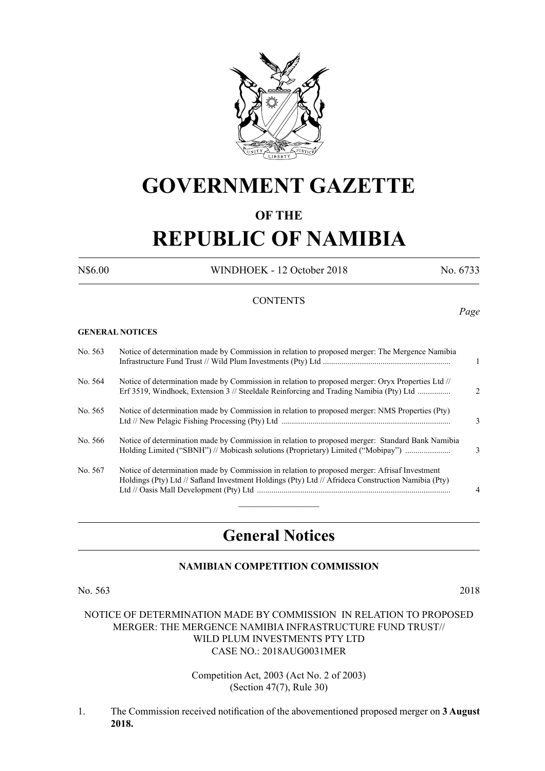# GOVERNMENT GAZETTE

## OF THE

# REPUBLIC OF NAMIBIA

N$6.00 WINDHOEK - 12 October 2018 No. 6733

CONTENTS

*Page*

**GENERAL NOTICES**

| | | |
|---|---|---|
| No. 563 | Notice of determination made by Commission in relation to proposed merger: The Mergence Namibia Infrastructure Fund Trust // Wild Plum Investments (Pty) Ltd | 1 |
| No. 564 | Notice of determination made by Commission in relation to proposed merger: Oryx Properties Ltd // Erf 3519, Windhoek, Extension 3 // Steeldale Reinforcing and Trading Namibia (Pty) Ltd | 2 |
| No. 565 | Notice of determination made by Commission in relation to proposed merger: NMS Properties (Pty) Ltd // New Pelagic Fishing Processing (Pty) Ltd | 3 |
| No. 566 | Notice of determination made by Commission in relation to proposed merger: Standard Bank Namibia Holding Limited ("SBNH") // Mobicash solutions (Proprietary) Limited ("Mobipay") | 3 |
| No. 567 | Notice of determination made by Commission in relation to proposed merger: Afrisaf Investment Holdings (Pty) Ltd // Safland Investment Holdings (Pty) Ltd // Afrideca Construction Namibia (Pty) Ltd // Oasis Mall Development (Pty) Ltd | 4 |

## General Notices

### NAMIBIAN COMPETITION COMMISSION

No. 563 2018

NOTICE OF DETERMINATION MADE BY COMMISSION IN RELATION TO PROPOSED MERGER: THE MERGENCE NAMIBIA INFRASTRUCTURE FUND TRUST// WILD PLUM INVESTMENTS PTY LTD
CASE NO.: 2018AUG0031MER

Competition Act, 2003 (Act No. 2 of 2003)
(Section 47(7), Rule 30)

1. The Commission received notification of the abovementioned proposed merger on **3 August 2018.**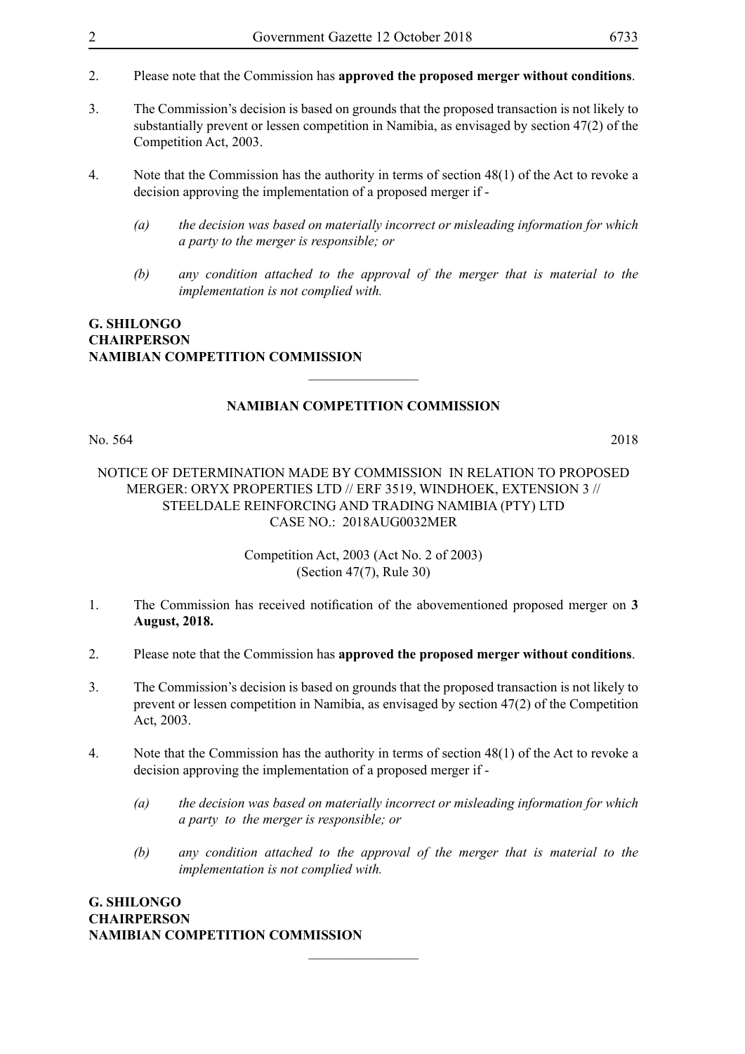2. Please note that the Commission has **approved the proposed merger without conditions**.

3. The Commission's decision is based on grounds that the proposed transaction is not likely to substantially prevent or lessen competition in Namibia, as envisaged by section 47(2) of the Competition Act, 2003.

4. Note that the Commission has the authority in terms of section 48(1) of the Act to revoke a decision approving the implementation of a proposed merger if -

   *(a) the decision was based on materially incorrect or misleading information for which a party to the merger is responsible; or*

   *(b) any condition attached to the approval of the merger that is material to the implementation is not complied with.*

**G. SHILONGO**
**CHAIRPERSON**
**NAMIBIAN COMPETITION COMMISSION**

---

## NAMIBIAN COMPETITION COMMISSION

No. 564 2018

### NOTICE OF DETERMINATION MADE BY COMMISSION IN RELATION TO PROPOSED MERGER: ORYX PROPERTIES LTD // ERF 3519, WINDHOEK, EXTENSION 3 // STEELDALE REINFORCING AND TRADING NAMIBIA (PTY) LTD CASE NO.: 2018AUG0032MER

Competition Act, 2003 (Act No. 2 of 2003)
(Section 47(7), Rule 30)

1. The Commission has received notification of the abovementioned proposed merger on **3 August, 2018.**

2. Please note that the Commission has **approved the proposed merger without conditions**.

3. The Commission's decision is based on grounds that the proposed transaction is not likely to prevent or lessen competition in Namibia, as envisaged by section 47(2) of the Competition Act, 2003.

4. Note that the Commission has the authority in terms of section 48(1) of the Act to revoke a decision approving the implementation of a proposed merger if -

   *(a) the decision was based on materially incorrect or misleading information for which a party to the merger is responsible; or*

   *(b) any condition attached to the approval of the merger that is material to the implementation is not complied with.*

**G. SHILONGO**
**CHAIRPERSON**
**NAMIBIAN COMPETITION COMMISSION**

---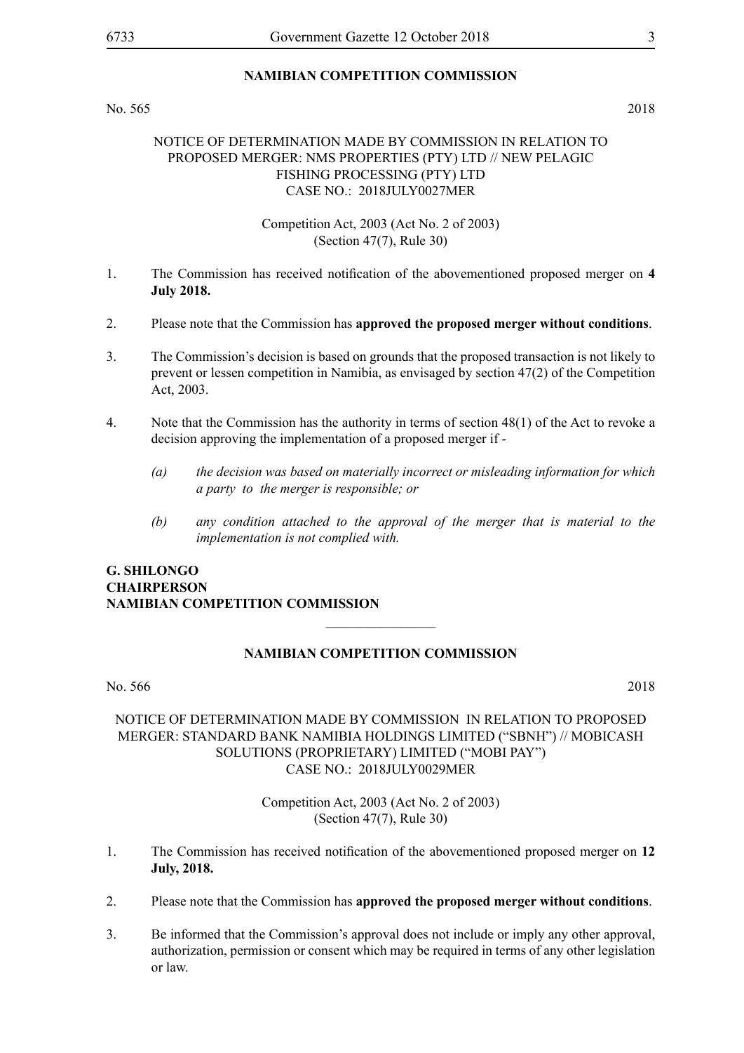## NAMIBIAN COMPETITION COMMISSION

No. 565 2018

NOTICE OF DETERMINATION MADE BY COMMISSION IN RELATION TO PROPOSED MERGER: NMS PROPERTIES (PTY) LTD // NEW PELAGIC FISHING PROCESSING (PTY) LTD
CASE NO.: 2018JULY0027MER

Competition Act, 2003 (Act No. 2 of 2003)
(Section 47(7), Rule 30)

1. The Commission has received notification of the abovementioned proposed merger on **4 July 2018.**

2. Please note that the Commission has **approved the proposed merger without conditions**.

3. The Commission's decision is based on grounds that the proposed transaction is not likely to prevent or lessen competition in Namibia, as envisaged by section 47(2) of the Competition Act, 2003.

4. Note that the Commission has the authority in terms of section 48(1) of the Act to revoke a decision approving the implementation of a proposed merger if -

   *(a) the decision was based on materially incorrect or misleading information for which a party to the merger is responsible; or*

   *(b) any condition attached to the approval of the merger that is material to the implementation is not complied with.*

**G. SHILONGO**
**CHAIRPERSON**
**NAMIBIAN COMPETITION COMMISSION**

---

## NAMIBIAN COMPETITION COMMISSION

No. 566 2018

NOTICE OF DETERMINATION MADE BY COMMISSION IN RELATION TO PROPOSED MERGER: STANDARD BANK NAMIBIA HOLDINGS LIMITED ("SBNH") // MOBICASH SOLUTIONS (PROPRIETARY) LIMITED ("MOBI PAY")
CASE NO.: 2018JULY0029MER

Competition Act, 2003 (Act No. 2 of 2003)
(Section 47(7), Rule 30)

1. The Commission has received notification of the abovementioned proposed merger on **12 July, 2018.**

2. Please note that the Commission has **approved the proposed merger without conditions**.

3. Be informed that the Commission's approval does not include or imply any other approval, authorization, permission or consent which may be required in terms of any other legislation or law.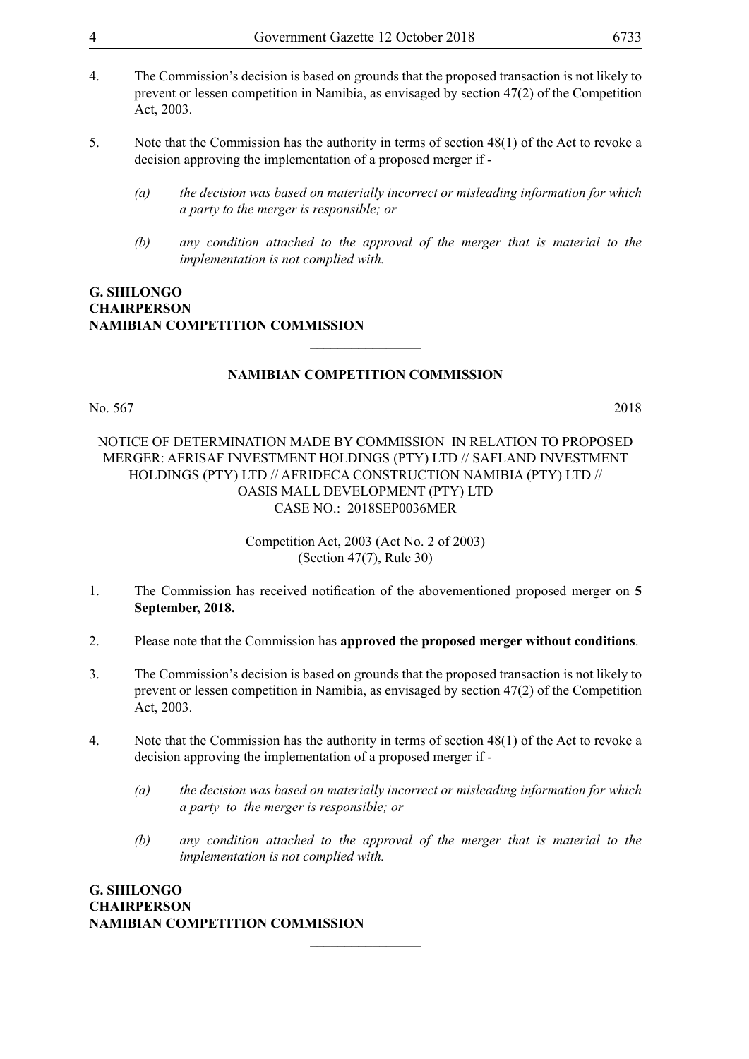4. The Commission's decision is based on grounds that the proposed transaction is not likely to prevent or lessen competition in Namibia, as envisaged by section 47(2) of the Competition Act, 2003.

5. Note that the Commission has the authority in terms of section 48(1) of the Act to revoke a decision approving the implementation of a proposed merger if -

   *(a) the decision was based on materially incorrect or misleading information for which a party to the merger is responsible; or*

   *(b) any condition attached to the approval of the merger that is material to the implementation is not complied with.*

**G. SHILONGO**
**CHAIRPERSON**
**NAMIBIAN COMPETITION COMMISSION**

---

## NAMIBIAN COMPETITION COMMISSION

No. 567 2018

NOTICE OF DETERMINATION MADE BY COMMISSION IN RELATION TO PROPOSED MERGER: AFRISAF INVESTMENT HOLDINGS (PTY) LTD // SAFLAND INVESTMENT HOLDINGS (PTY) LTD // AFRIDECA CONSTRUCTION NAMIBIA (PTY) LTD // OASIS MALL DEVELOPMENT (PTY) LTD
CASE NO.: 2018SEP0036MER

Competition Act, 2003 (Act No. 2 of 2003)
(Section 47(7), Rule 30)

1. The Commission has received notification of the abovementioned proposed merger on **5 September, 2018.**

2. Please note that the Commission has **approved the proposed merger without conditions**.

3. The Commission's decision is based on grounds that the proposed transaction is not likely to prevent or lessen competition in Namibia, as envisaged by section 47(2) of the Competition Act, 2003.

4. Note that the Commission has the authority in terms of section 48(1) of the Act to revoke a decision approving the implementation of a proposed merger if -

   *(a) the decision was based on materially incorrect or misleading information for which a party to the merger is responsible; or*

   *(b) any condition attached to the approval of the merger that is material to the implementation is not complied with.*

**G. SHILONGO**
**CHAIRPERSON**
**NAMIBIAN COMPETITION COMMISSION**

---